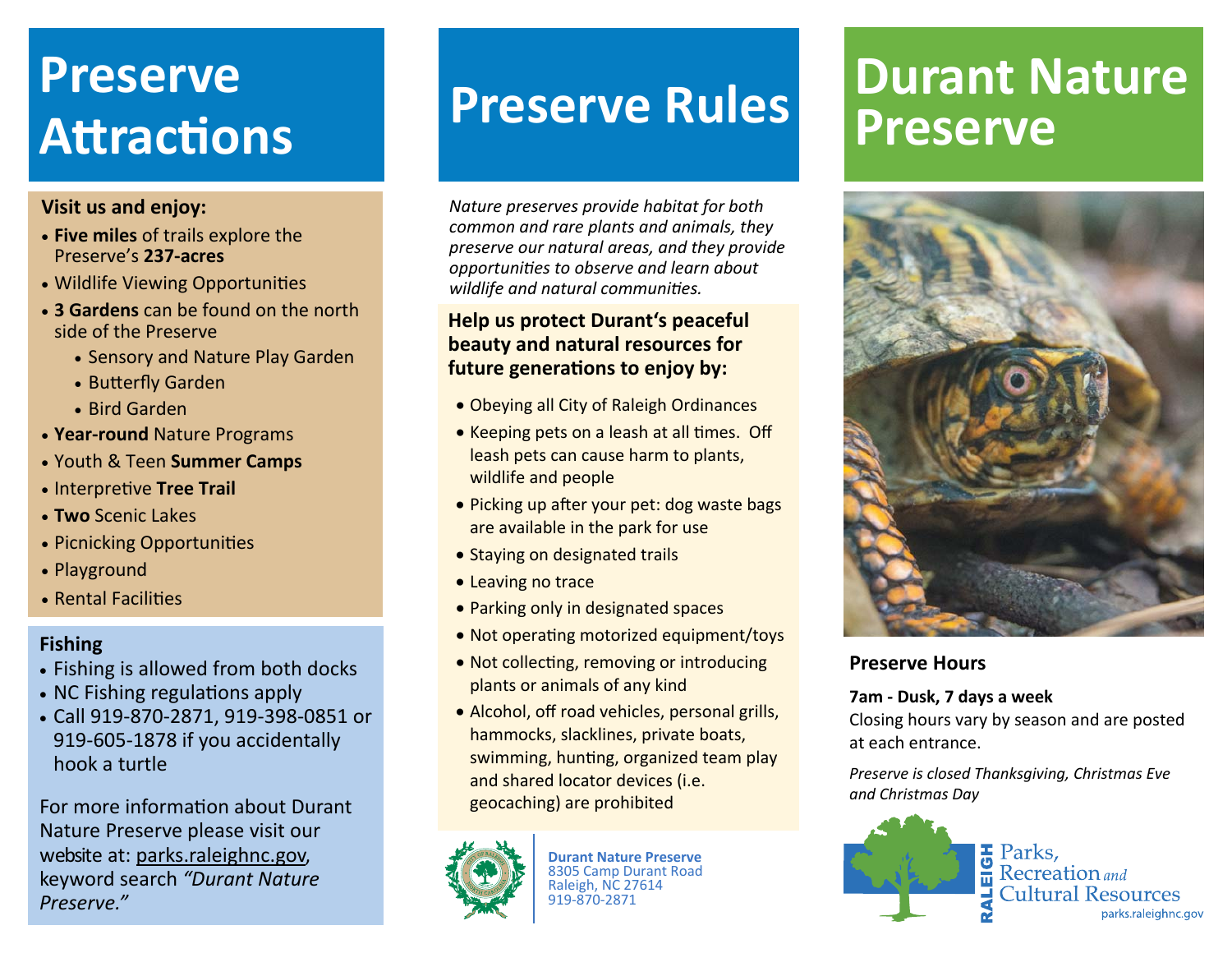# Preserve Attractions

**Visit us and enjoy:**

- **Five miles** of trails explore the Preserve's **237-acres**
- Wildlife Viewing Opportunities
- **3 Gardens** can be found on the north side of the Preserve
  - Sensory and Nature Play Garden
  - Butterfly Garden
  - Bird Garden
- **Year-round** Nature Programs
- Youth & Teen **Summer Camps**
- Interpretive **Tree Trail**
- **Two** Scenic Lakes
- Picnicking Opportunities
- Playground
- Rental Facilities

## Fishing

- Fishing is allowed from both docks
- NC Fishing regulations apply
- Call 919-870-2871, 919-398-0851 or 919-605-1878 if you accidentally hook a turtle

For more information about Durant Nature Preserve please visit our website at: parks.raleighnc.gov, keyword search *"Durant Nature Preserve."*

# Preserve Rules

*Nature preserves provide habitat for both common and rare plants and animals, they preserve our natural areas, and they provide opportunities to observe and learn about wildlife and natural communities.*

**Help us protect Durant's peaceful beauty and natural resources for future generations to enjoy by:**

- Obeying all City of Raleigh Ordinances
- Keeping pets on a leash at all times. Off leash pets can cause harm to plants, wildlife and people
- Picking up after your pet: dog waste bags are available in the park for use
- Staying on designated trails
- Leaving no trace
- Parking only in designated spaces
- Not operating motorized equipment/toys
- Not collecting, removing or introducing plants or animals of any kind
- Alcohol, off road vehicles, personal grills, hammocks, slacklines, private boats, swimming, hunting, organized team play and shared locator devices (i.e. geocaching) are prohibited

**Durant Nature Preserve**
8305 Camp Durant Road
Raleigh, NC 27614
919-870-2871

# Durant Nature Preserve

## Preserve Hours

**7am - Dusk, 7 days a week**
Closing hours vary by season and are posted at each entrance.

*Preserve is closed Thanksgiving, Christmas Eve and Christmas Day*

RALEIGH Parks, Recreation and Cultural Resources
parks.raleighnc.gov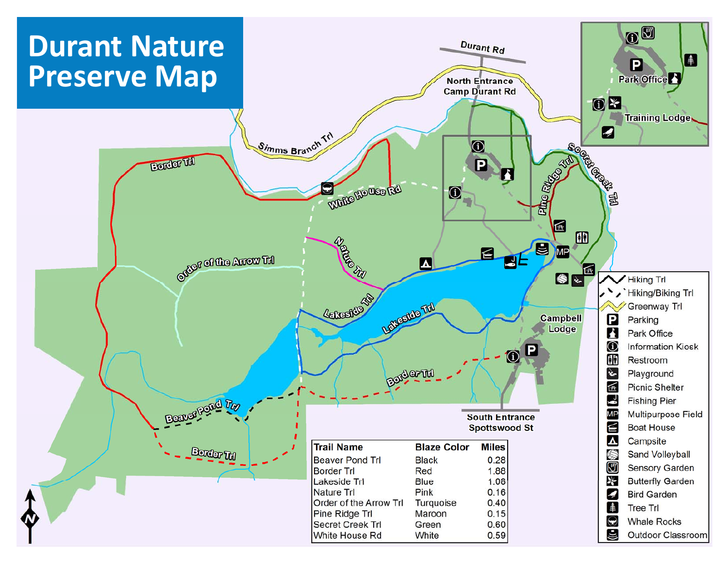# Durant Nature Preserve Map

Durant Rd

North Entrance
Camp Durant Rd

Simms Branch Trl

Border Trl

White House Rd

Order of the Arrow Trl

Nature Trl

Lakeside Trl

Pine Ridge Trl

Secret Creek Trl

Beaver Pond Trl

Campbell Lodge

South Entrance
Spottswood St

Park Office

Training Lodge

| Trail Name | Blaze Color | Miles |
|---|---|---|
| Beaver Pond Trl | Black | 0.28 |
| Border Trl | Red | 1.88 |
| Lakeside Trl | Blue | 1.06 |
| Nature Trl | Pink | 0.16 |
| Order of the Arrow Trl | Turquoise | 0.40 |
| Pine Ridge Trl | Maroon | 0.15 |
| Secret Creek Trl | Green | 0.60 |
| White House Rd | White | 0.59 |

- Hiking Trl
- Hiking/Biking Trl
- Greenway Trl
- Parking
- Park Office
- Information Kiosk
- Restroom
- Playground
- Picnic Shelter
- Fishing Pier
- Multipurpose Field
- Boat House
- Campsite
- Sand Volleyball
- Sensory Garden
- Butterfly Garden
- Bird Garden
- Tree Trl
- Whale Rocks
- Outdoor Classroom